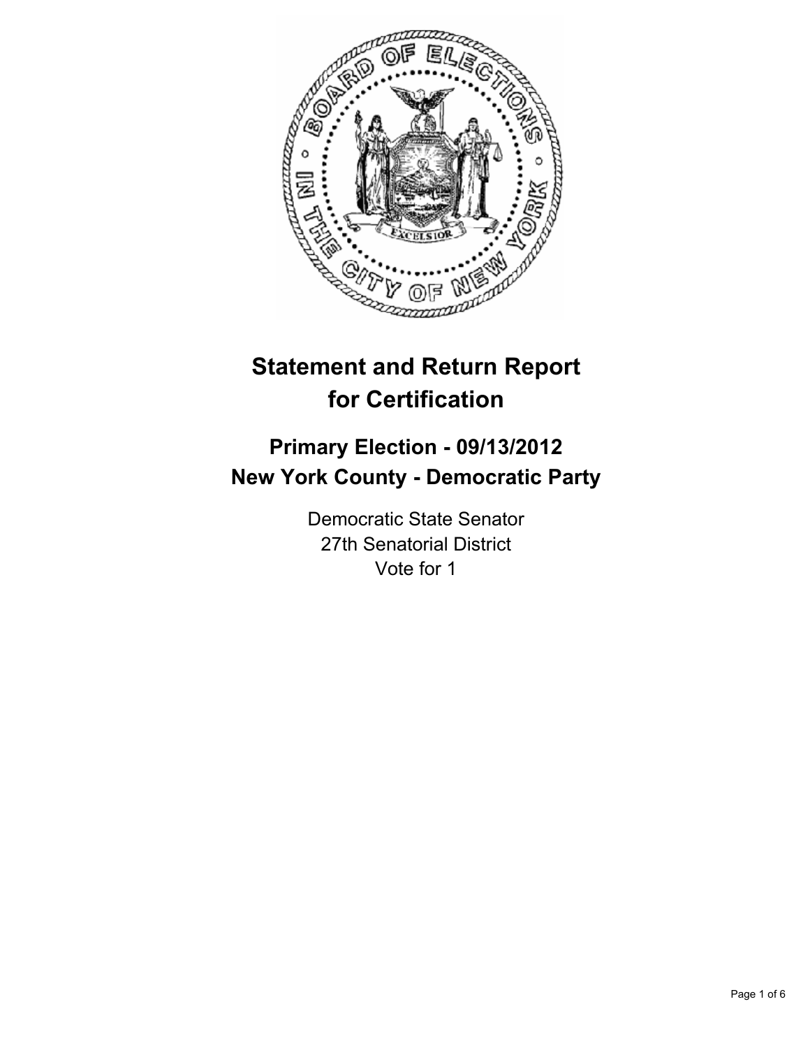# Statement and Return Report for Certification

## Primary Election - 09/13/2012
## New York County - Democratic Party

Democratic State Senator
27th Senatorial District
Vote for 1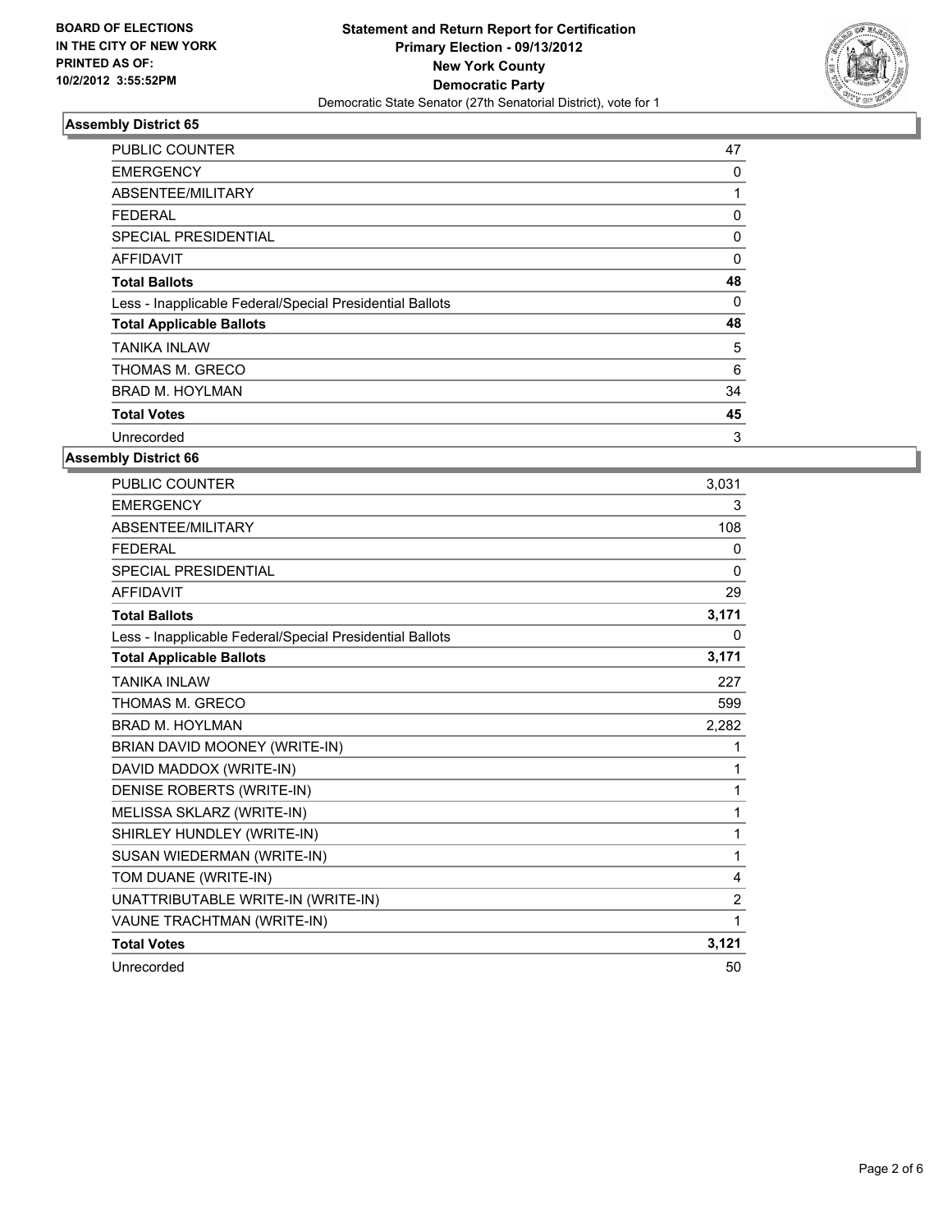**BOARD OF ELECTIONS IN THE CITY OF NEW YORK PRINTED AS OF: 10/2/2012 3:55:52PM**

**Statement and Return Report for Certification Primary Election - 09/13/2012 New York County Democratic Party**
Democratic State Senator (27th Senatorial District), vote for 1

### Assembly District 65

| | |
|---|---|
| PUBLIC COUNTER | 47 |
| EMERGENCY | 0 |
| ABSENTEE/MILITARY | 1 |
| FEDERAL | 0 |
| SPECIAL PRESIDENTIAL | 0 |
| AFFIDAVIT | 0 |
| **Total Ballots** | **48** |
| Less - Inapplicable Federal/Special Presidential Ballots | 0 |
| **Total Applicable Ballots** | **48** |
| TANIKA INLAW | 5 |
| THOMAS M. GRECO | 6 |
| BRAD M. HOYLMAN | 34 |
| **Total Votes** | **45** |
| Unrecorded | 3 |

### Assembly District 66

| | |
|---|---|
| PUBLIC COUNTER | 3,031 |
| EMERGENCY | 3 |
| ABSENTEE/MILITARY | 108 |
| FEDERAL | 0 |
| SPECIAL PRESIDENTIAL | 0 |
| AFFIDAVIT | 29 |
| **Total Ballots** | **3,171** |
| Less - Inapplicable Federal/Special Presidential Ballots | 0 |
| **Total Applicable Ballots** | **3,171** |
| TANIKA INLAW | 227 |
| THOMAS M. GRECO | 599 |
| BRAD M. HOYLMAN | 2,282 |
| BRIAN DAVID MOONEY (WRITE-IN) | 1 |
| DAVID MADDOX (WRITE-IN) | 1 |
| DENISE ROBERTS (WRITE-IN) | 1 |
| MELISSA SKLARZ (WRITE-IN) | 1 |
| SHIRLEY HUNDLEY (WRITE-IN) | 1 |
| SUSAN WIEDERMAN (WRITE-IN) | 1 |
| TOM DUANE (WRITE-IN) | 4 |
| UNATTRIBUTABLE WRITE-IN (WRITE-IN) | 2 |
| VAUNE TRACHTMAN (WRITE-IN) | 1 |
| **Total Votes** | **3,121** |
| Unrecorded | 50 |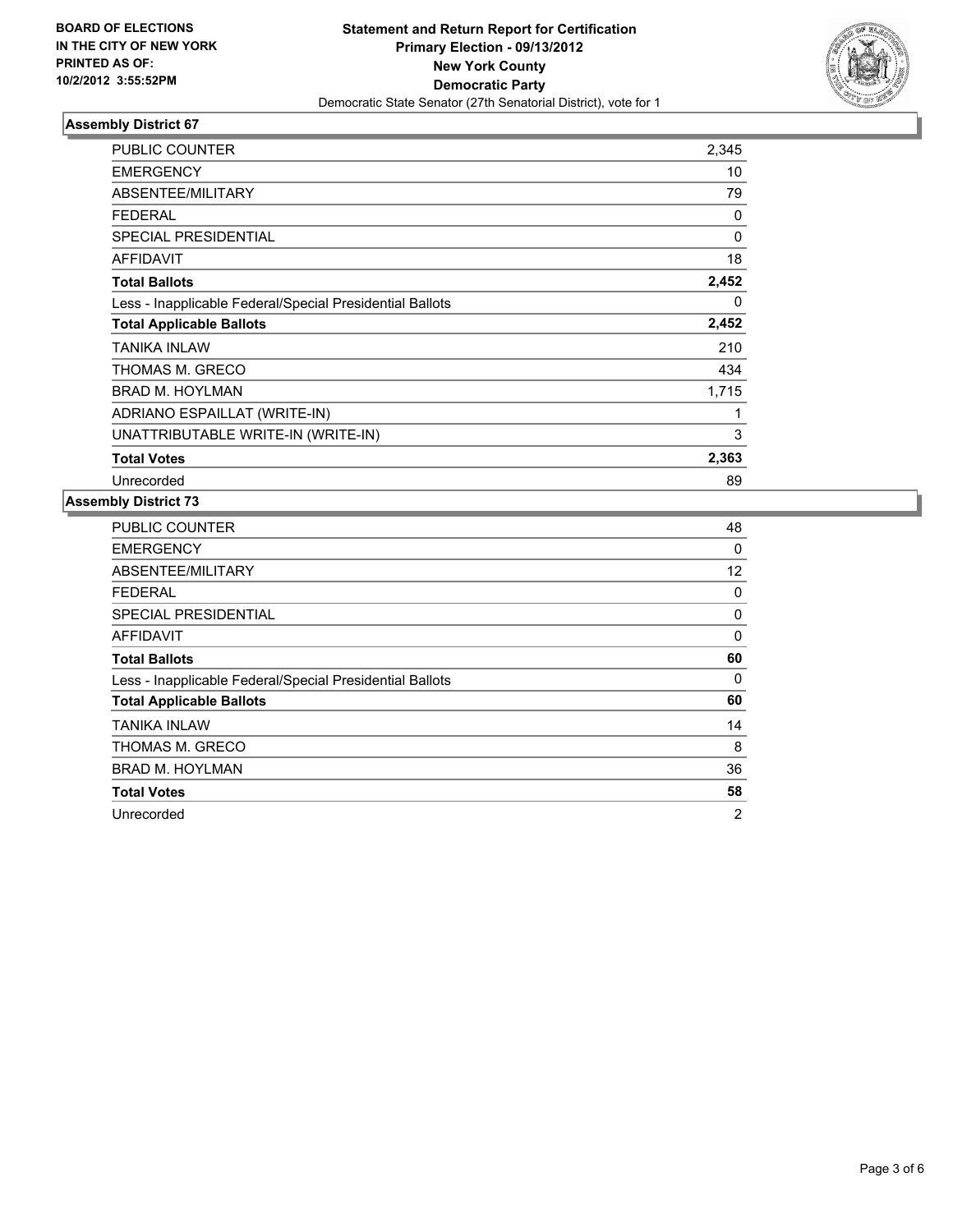**BOARD OF ELECTIONS IN THE CITY OF NEW YORK PRINTED AS OF: 10/2/2012 3:55:52PM**

**Statement and Return Report for Certification**
**Primary Election - 09/13/2012**
**New York County**
**Democratic Party**
Democratic State Senator (27th Senatorial District), vote for 1

### Assembly District 67

| | |
|---|---|
| PUBLIC COUNTER | 2,345 |
| EMERGENCY | 10 |
| ABSENTEE/MILITARY | 79 |
| FEDERAL | 0 |
| SPECIAL PRESIDENTIAL | 0 |
| AFFIDAVIT | 18 |
| **Total Ballots** | **2,452** |
| Less - Inapplicable Federal/Special Presidential Ballots | 0 |
| **Total Applicable Ballots** | **2,452** |
| TANIKA INLAW | 210 |
| THOMAS M. GRECO | 434 |
| BRAD M. HOYLMAN | 1,715 |
| ADRIANO ESPAILLAT (WRITE-IN) | 1 |
| UNATTRIBUTABLE WRITE-IN (WRITE-IN) | 3 |
| **Total Votes** | **2,363** |
| Unrecorded | 89 |

### Assembly District 73

| | |
|---|---|
| PUBLIC COUNTER | 48 |
| EMERGENCY | 0 |
| ABSENTEE/MILITARY | 12 |
| FEDERAL | 0 |
| SPECIAL PRESIDENTIAL | 0 |
| AFFIDAVIT | 0 |
| **Total Ballots** | **60** |
| Less - Inapplicable Federal/Special Presidential Ballots | 0 |
| **Total Applicable Ballots** | **60** |
| TANIKA INLAW | 14 |
| THOMAS M. GRECO | 8 |
| BRAD M. HOYLMAN | 36 |
| **Total Votes** | **58** |
| Unrecorded | 2 |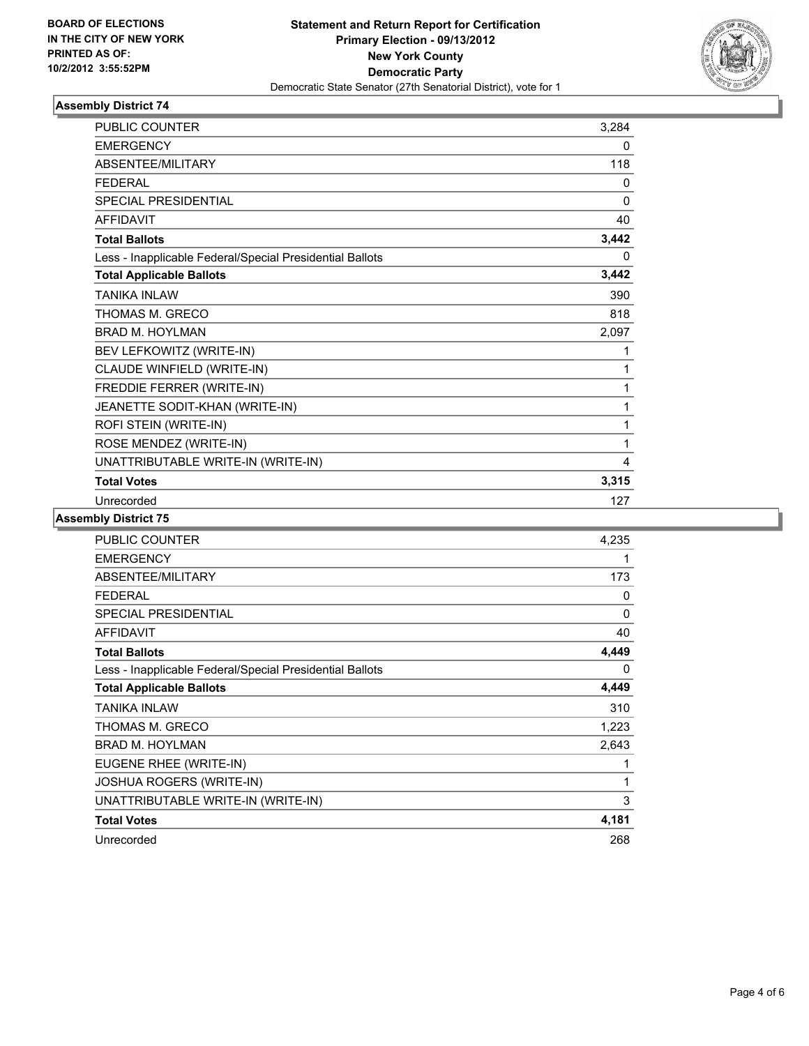BOARD OF ELECTIONS
IN THE CITY OF NEW YORK
PRINTED AS OF:
10/2/2012 3:55:52PM

**Statement and Return Report for Certification**
**Primary Election - 09/13/2012**
**New York County**
**Democratic Party**
Democratic State Senator (27th Senatorial District), vote for 1

### Assembly District 74

| | |
|---|---|
| PUBLIC COUNTER | 3,284 |
| EMERGENCY | 0 |
| ABSENTEE/MILITARY | 118 |
| FEDERAL | 0 |
| SPECIAL PRESIDENTIAL | 0 |
| AFFIDAVIT | 40 |
| **Total Ballots** | **3,442** |
| Less - Inapplicable Federal/Special Presidential Ballots | 0 |
| **Total Applicable Ballots** | **3,442** |
| TANIKA INLAW | 390 |
| THOMAS M. GRECO | 818 |
| BRAD M. HOYLMAN | 2,097 |
| BEV LEFKOWITZ (WRITE-IN) | 1 |
| CLAUDE WINFIELD (WRITE-IN) | 1 |
| FREDDIE FERRER (WRITE-IN) | 1 |
| JEANETTE SODIT-KHAN (WRITE-IN) | 1 |
| ROFI STEIN (WRITE-IN) | 1 |
| ROSE MENDEZ (WRITE-IN) | 1 |
| UNATTRIBUTABLE WRITE-IN (WRITE-IN) | 4 |
| **Total Votes** | **3,315** |
| Unrecorded | 127 |

### Assembly District 75

| | |
|---|---|
| PUBLIC COUNTER | 4,235 |
| EMERGENCY | 1 |
| ABSENTEE/MILITARY | 173 |
| FEDERAL | 0 |
| SPECIAL PRESIDENTIAL | 0 |
| AFFIDAVIT | 40 |
| **Total Ballots** | **4,449** |
| Less - Inapplicable Federal/Special Presidential Ballots | 0 |
| **Total Applicable Ballots** | **4,449** |
| TANIKA INLAW | 310 |
| THOMAS M. GRECO | 1,223 |
| BRAD M. HOYLMAN | 2,643 |
| EUGENE RHEE (WRITE-IN) | 1 |
| JOSHUA ROGERS (WRITE-IN) | 1 |
| UNATTRIBUTABLE WRITE-IN (WRITE-IN) | 3 |
| **Total Votes** | **4,181** |
| Unrecorded | 268 |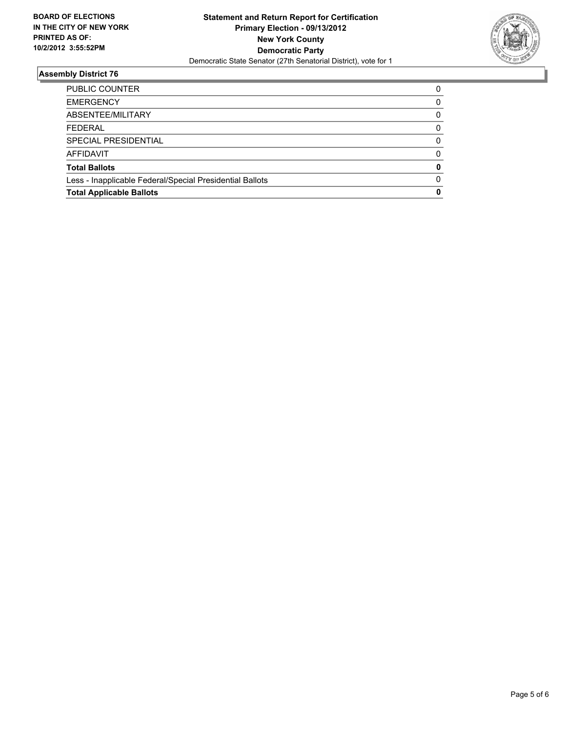**BOARD OF ELECTIONS IN THE CITY OF NEW YORK PRINTED AS OF: 10/2/2012 3:55:52PM**

**Statement and Return Report for Certification**
**Primary Election - 09/13/2012**
**New York County**
**Democratic Party**
Democratic State Senator (27th Senatorial District), vote for 1

## Assembly District 76

| | |
|---|---|
| PUBLIC COUNTER | 0 |
| EMERGENCY | 0 |
| ABSENTEE/MILITARY | 0 |
| FEDERAL | 0 |
| SPECIAL PRESIDENTIAL | 0 |
| AFFIDAVIT | 0 |
| **Total Ballots** | **0** |
| Less - Inapplicable Federal/Special Presidential Ballots | 0 |
| **Total Applicable Ballots** | **0** |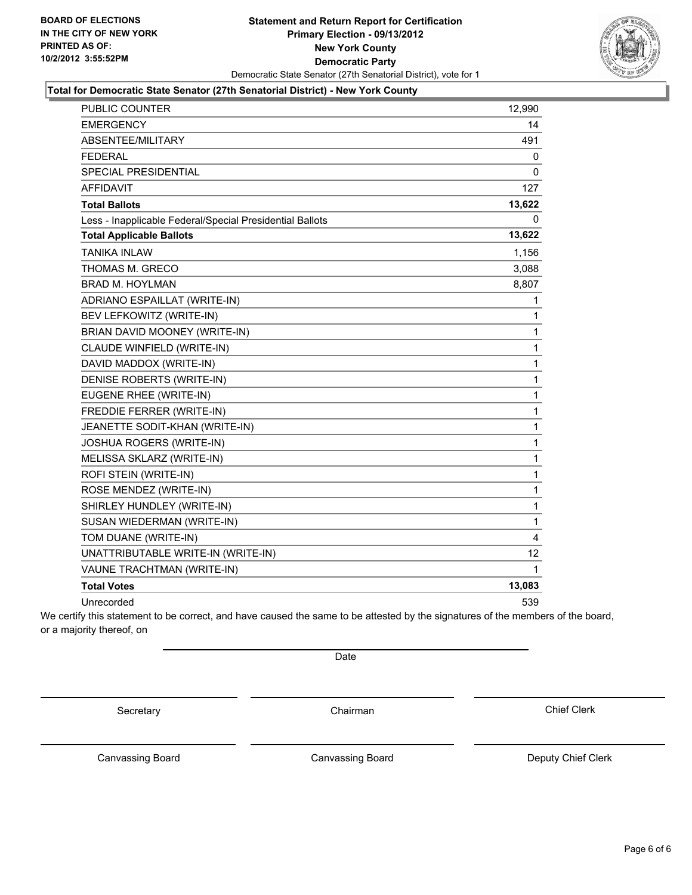**BOARD OF ELECTIONS**
**IN THE CITY OF NEW YORK**
**PRINTED AS OF:**
**10/2/2012 3:55:52PM**

**Statement and Return Report for Certification**
**Primary Election - 09/13/2012**
**New York County**
**Democratic Party**
Democratic State Senator (27th Senatorial District), vote for 1

**Total for Democratic State Senator (27th Senatorial District) - New York County**

| | |
|---|---|
| PUBLIC COUNTER | 12,990 |
| EMERGENCY | 14 |
| ABSENTEE/MILITARY | 491 |
| FEDERAL | 0 |
| SPECIAL PRESIDENTIAL | 0 |
| AFFIDAVIT | 127 |
| **Total Ballots** | **13,622** |
| Less - Inapplicable Federal/Special Presidential Ballots | 0 |
| **Total Applicable Ballots** | **13,622** |
| TANIKA INLAW | 1,156 |
| THOMAS M. GRECO | 3,088 |
| BRAD M. HOYLMAN | 8,807 |
| ADRIANO ESPAILLAT (WRITE-IN) | 1 |
| BEV LEFKOWITZ (WRITE-IN) | 1 |
| BRIAN DAVID MOONEY (WRITE-IN) | 1 |
| CLAUDE WINFIELD (WRITE-IN) | 1 |
| DAVID MADDOX (WRITE-IN) | 1 |
| DENISE ROBERTS (WRITE-IN) | 1 |
| EUGENE RHEE (WRITE-IN) | 1 |
| FREDDIE FERRER (WRITE-IN) | 1 |
| JEANETTE SODIT-KHAN (WRITE-IN) | 1 |
| JOSHUA ROGERS (WRITE-IN) | 1 |
| MELISSA SKLARZ (WRITE-IN) | 1 |
| ROFI STEIN (WRITE-IN) | 1 |
| ROSE MENDEZ (WRITE-IN) | 1 |
| SHIRLEY HUNDLEY (WRITE-IN) | 1 |
| SUSAN WIEDERMAN (WRITE-IN) | 1 |
| TOM DUANE (WRITE-IN) | 4 |
| UNATTRIBUTABLE WRITE-IN (WRITE-IN) | 12 |
| VAUNE TRACHTMAN (WRITE-IN) | 1 |
| **Total Votes** | **13,083** |
| Unrecorded | 539 |

We certify this statement to be correct, and have caused the same to be attested by the signatures of the members of the board, or a majority thereof, on

Date

Secretary | Chairman | Chief Clerk

Canvassing Board | Canvassing Board | Deputy Chief Clerk